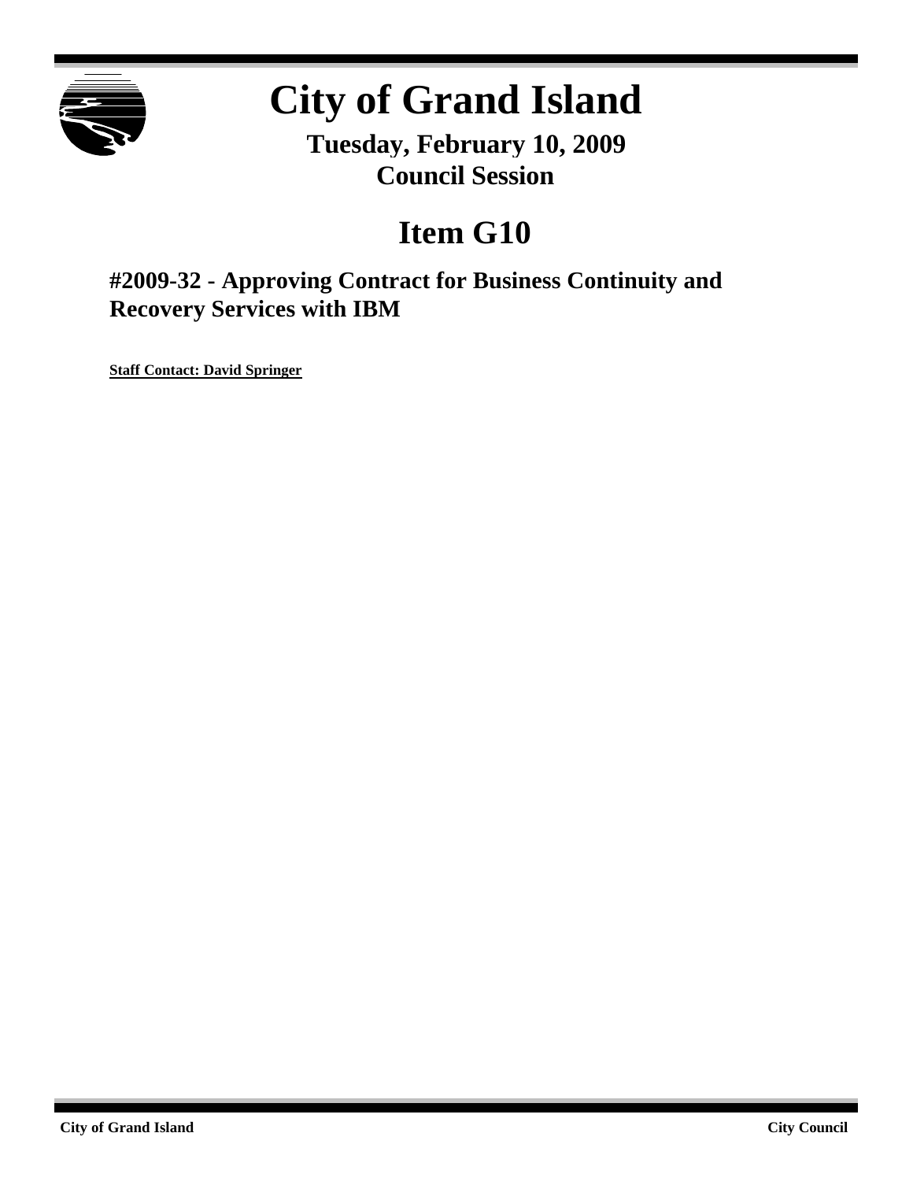# City of Grand Island

**Tuesday, February 10, 2009**
**Council Session**

## Item G10

### #2009-32 - Approving Contract for Business Continuity and Recovery Services with IBM

**Staff Contact: David Springer**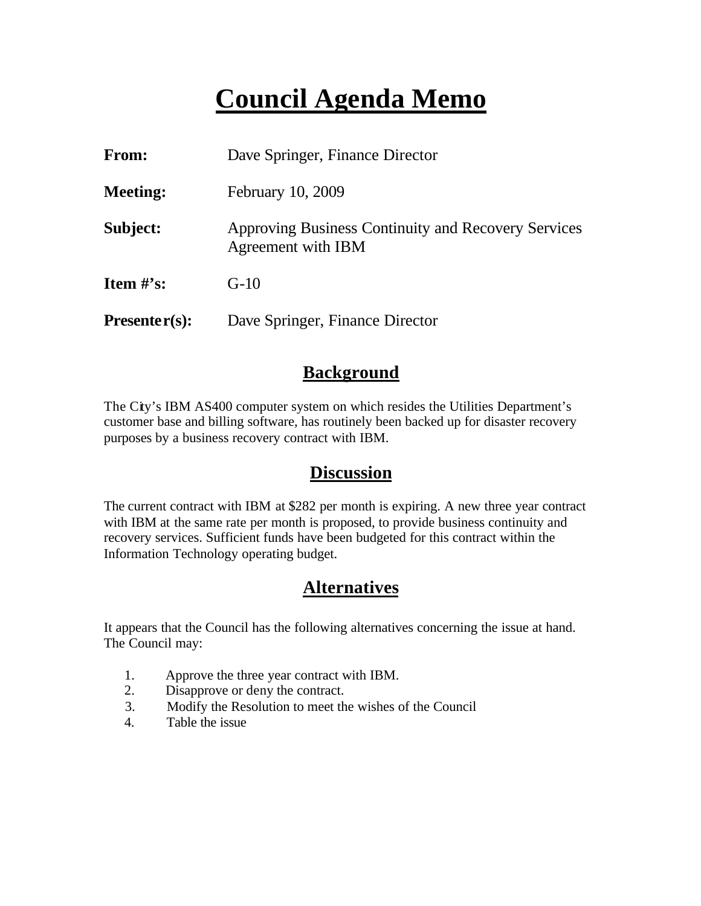# Council Agenda Memo

**From:** Dave Springer, Finance Director

**Meeting:** February 10, 2009

**Subject:** Approving Business Continuity and Recovery Services Agreement with IBM

**Item #'s:** G-10

**Presenter(s):** Dave Springer, Finance Director

## Background

The City's IBM AS400 computer system on which resides the Utilities Department's customer base and billing software, has routinely been backed up for disaster recovery purposes by a business recovery contract with IBM.

## Discussion

The current contract with IBM at $282 per month is expiring. A new three year contract with IBM at the same rate per month is proposed, to provide business continuity and recovery services. Sufficient funds have been budgeted for this contract within the Information Technology operating budget.

## Alternatives

It appears that the Council has the following alternatives concerning the issue at hand. The Council may:

1. Approve the three year contract with IBM.
2. Disapprove or deny the contract.
3. Modify the Resolution to meet the wishes of the Council
4. Table the issue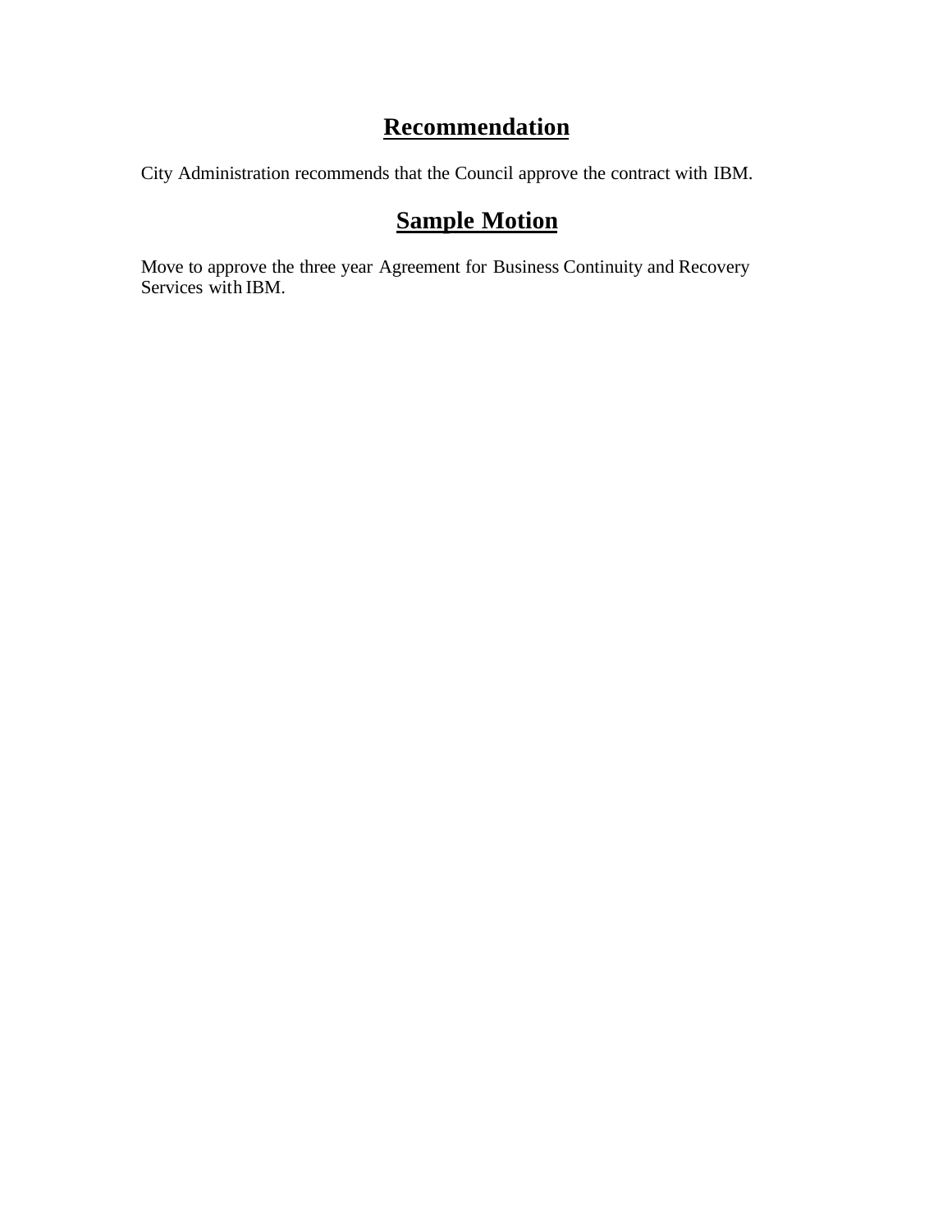## Recommendation

City Administration recommends that the Council approve the contract with IBM.

## Sample Motion

Move to approve the three year Agreement for Business Continuity and Recovery Services with IBM.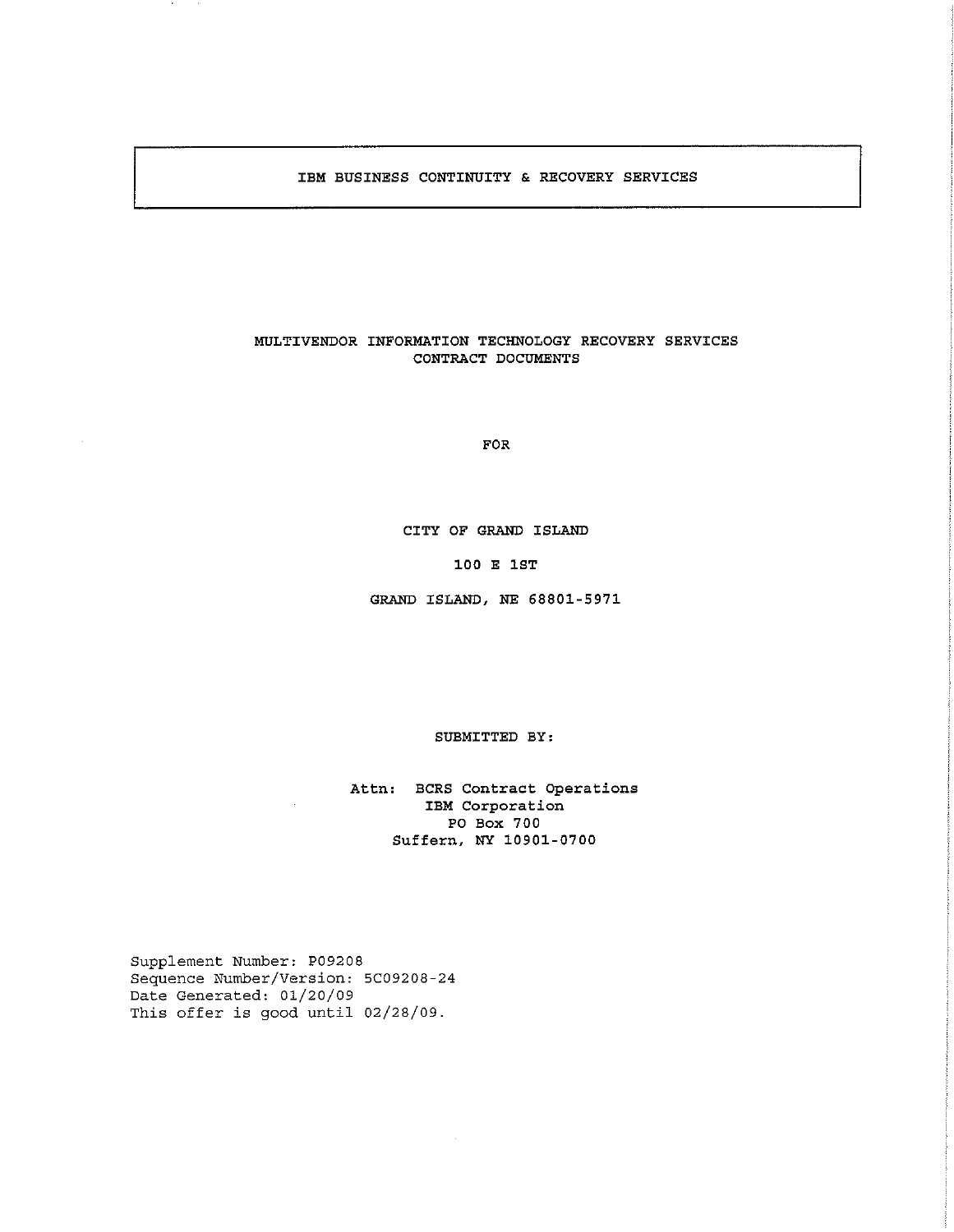# IBM BUSINESS CONTINUITY & RECOVERY SERVICES

MULTIVENDOR INFORMATION TECHNOLOGY RECOVERY SERVICES
CONTRACT DOCUMENTS

FOR

CITY OF GRAND ISLAND

100 E 1ST

GRAND ISLAND, NE 68801-5971

SUBMITTED BY:

Attn: BCRS Contract Operations
IBM Corporation
PO Box 700
Suffern, NY 10901-0700

Supplement Number: P09208
Sequence Number/Version: 5C09208-24
Date Generated: 01/20/09
This offer is good until 02/28/09.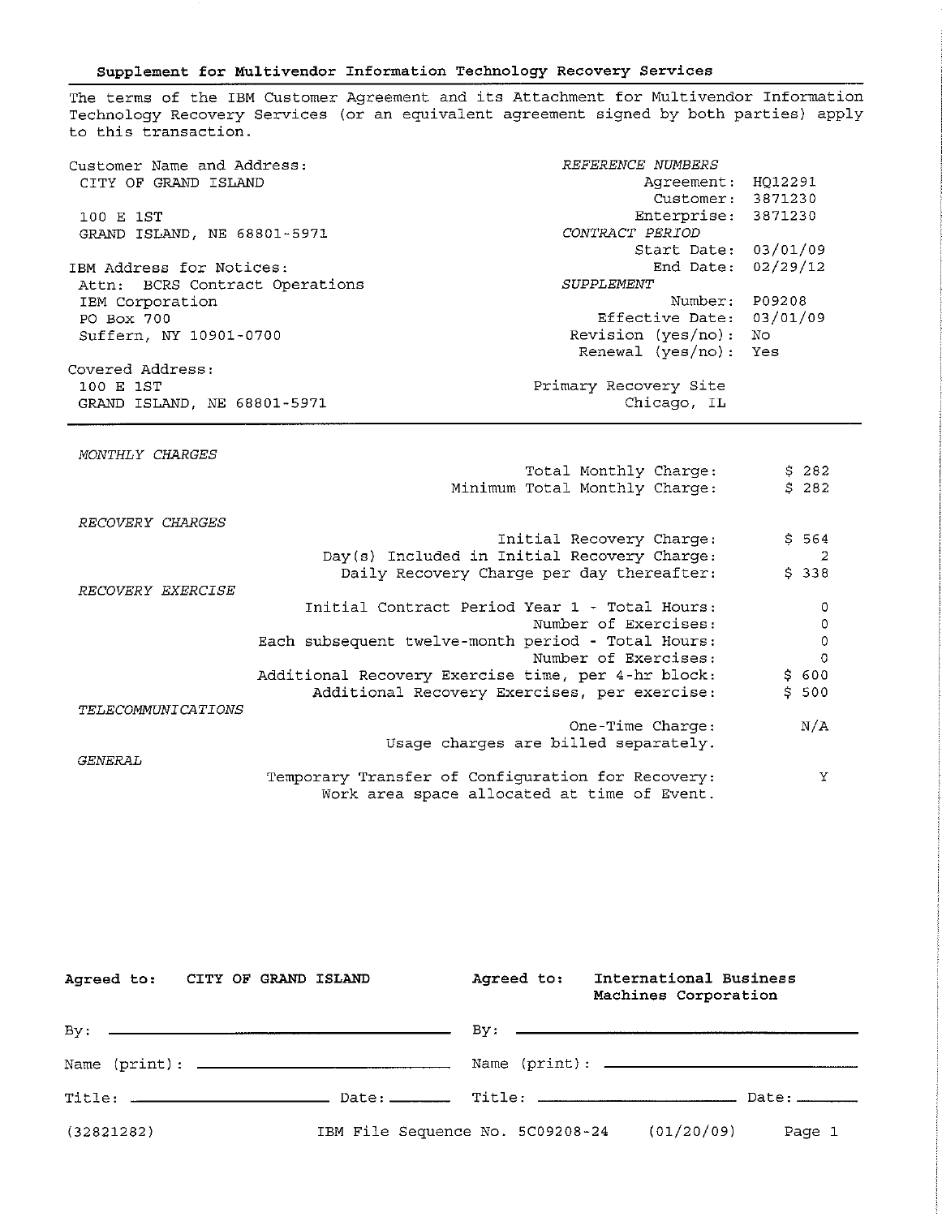## Supplement for Multivendor Information Technology Recovery Services

The terms of the IBM Customer Agreement and its Attachment for Multivendor Information Technology Recovery Services (or an equivalent agreement signed by both parties) apply to this transaction.

**Customer Name and Address:**
CITY OF GRAND ISLAND

100 E 1ST
GRAND ISLAND, NE 68801-5971

**IBM Address for Notices:**
Attn: BCRS Contract Operations
IBM Corporation
PO Box 700
Suffern, NY 10901-0700

**Covered Address:**
100 E 1ST
GRAND ISLAND, NE 68801-5971

*REFERENCE NUMBERS*

| | |
|---|---|
| Agreement: | HQ12291 |
| Customer: | 3871230 |
| Enterprise: | 3871230 |

*CONTRACT PERIOD*

| | |
|---|---|
| Start Date: | 03/01/09 |
| End Date: | 02/29/12 |

*SUPPLEMENT*

| | |
|---|---|
| Number: | P09208 |
| Effective Date: | 03/01/09 |
| Revision (yes/no): | No |
| Renewal (yes/no): | Yes |

Primary Recovery Site
Chicago, IL

---

*MONTHLY CHARGES*

| | |
|---|---|
| Total Monthly Charge: | $ 282 |
| Minimum Total Monthly Charge: | $ 282 |

*RECOVERY CHARGES*

| | |
|---|---|
| Initial Recovery Charge: | $ 564 |
| Day(s) Included in Initial Recovery Charge: | 2 |
| Daily Recovery Charge per day thereafter: | $ 338 |

*RECOVERY EXERCISE*

| | |
|---|---|
| Initial Contract Period Year 1 - Total Hours: | 0 |
| Number of Exercises: | 0 |
| Each subsequent twelve-month period - Total Hours: | 0 |
| Number of Exercises: | 0 |
| Additional Recovery Exercise time, per 4-hr block: | $ 600 |
| Additional Recovery Exercises, per exercise: | $ 500 |

*TELECOMMUNICATIONS*

| | |
|---|---|
| One-Time Charge: | N/A |

Usage charges are billed separately.

*GENERAL*

| | |
|---|---|
| Temporary Transfer of Configuration for Recovery: | Y |

Work area space allocated at time of Event.

| **Agreed to:** CITY OF GRAND ISLAND | **Agreed to:** International Business Machines Corporation |
|---|---|
| By: ______________________ | By: ______________________ |
| Name (print): ______________________ | Name (print): ______________________ |
| Title: ______________ Date: ________ | Title: ______________ Date: ________ |

(32821282) IBM File Sequence No. 5C09208-24 (01/20/09)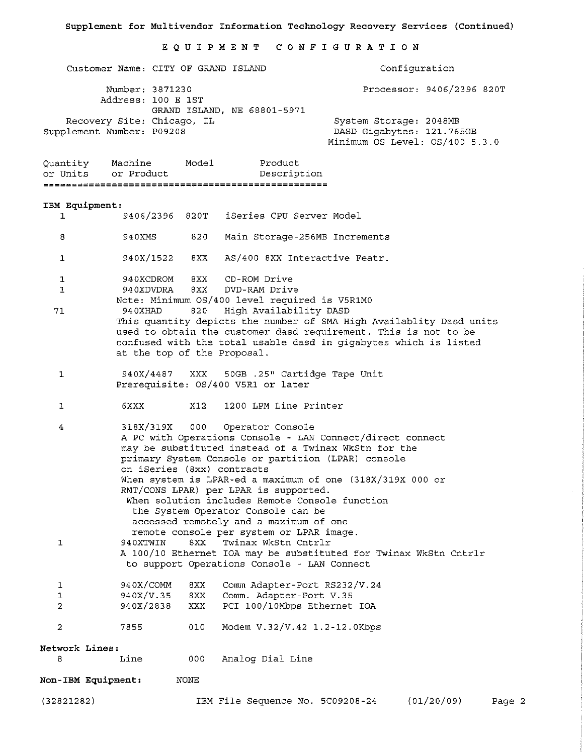Supplement for Multivendor Information Technology Recovery Services (Continued)

# E Q U I P M E N T   C O N F I G U R A T I O N

Customer Name: CITY OF GRAND ISLAND

Number: 3871230
Address: 100 E 1ST
GRAND ISLAND, NE 68801-5971
Recovery Site: Chicago, IL
Supplement Number: P09208

Configuration

Processor: 9406/2396 820T

System Storage: 2048MB
DASD Gigabytes: 121.765GB
Minimum OS Level: OS/400 5.3.0

| Quantity or Units | Machine or Product | Model | Product Description |
|---|---|---|---|
| **IBM Equipment:** | | | |
| 1 | 9406/2396 | 820T | iSeries CPU Server Model |
| 8 | 940XMS | 820 | Main Storage-256MB Increments |
| 1 | 940X/1522 | 8XX | AS/400 8XX Interactive Featr. |
| 1 | 940XCDROM | 8XX | CD-ROM Drive |
| 1 | 940XDVDRA | 8XX | DVD-RAM Drive |
| | Note: Minimum OS/400 level required is V5R1M0 | | |
| 71 | 940XHAD | 820 | High Availability DASD |
| | This quantity depicts the number of SMA High Availablity Dasd units used to obtain the customer dasd requirement. This is not to be confused with the total usable dasd in gigabytes which is listed at the top of the Proposal. | | |
| 1 | 940X/4487 | XXX | 50GB .25" Cartidge Tape Unit |
| | Prerequisite: OS/400 V5R1 or later | | |
| 1 | 6XXX | X12 | 1200 LPM Line Printer |
| 4 | 318X/319X | 000 | Operator Console |
| | A PC with Operations Console - LAN Connect/direct connect may be substituted instead of a Twinax WkStn for the primary System Console or partition (LPAR) console on iSeries (8xx) contracts When system is LPAR-ed a maximum of one (318X/319X 000 or RMT/CONS LPAR) per LPAR is supported. When solution includes Remote Console function the System Operator Console can be accessed remotely and a maximum of one remote console per system or LPAR image. | | |
| 1 | 940XTWIN | 8XX | Twinax WkStn Cntrlr |
| | A 100/10 Ethernet IOA may be substituted for Twinax WkStn Cntrlr to support Operations Console - LAN Connect | | |
| 1 | 940X/COMM | 8XX | Comm Adapter-Port RS232/V.24 |
| 1 | 940X/V.35 | 8XX | Comm. Adapter-Port V.35 |
| 2 | 940X/2838 | XXX | PCI 100/10Mbps Ethernet IOA |
| 2 | 7855 | 010 | Modem V.32/V.42 1.2-12.0Kbps |
| **Network Lines:** | | | |
| 8 | Line | 000 | Analog Dial Line |
| **Non-IBM Equipment:** | NONE | | |

(32821282)    IBM File Sequence No. 5C09208-24    (01/20/09)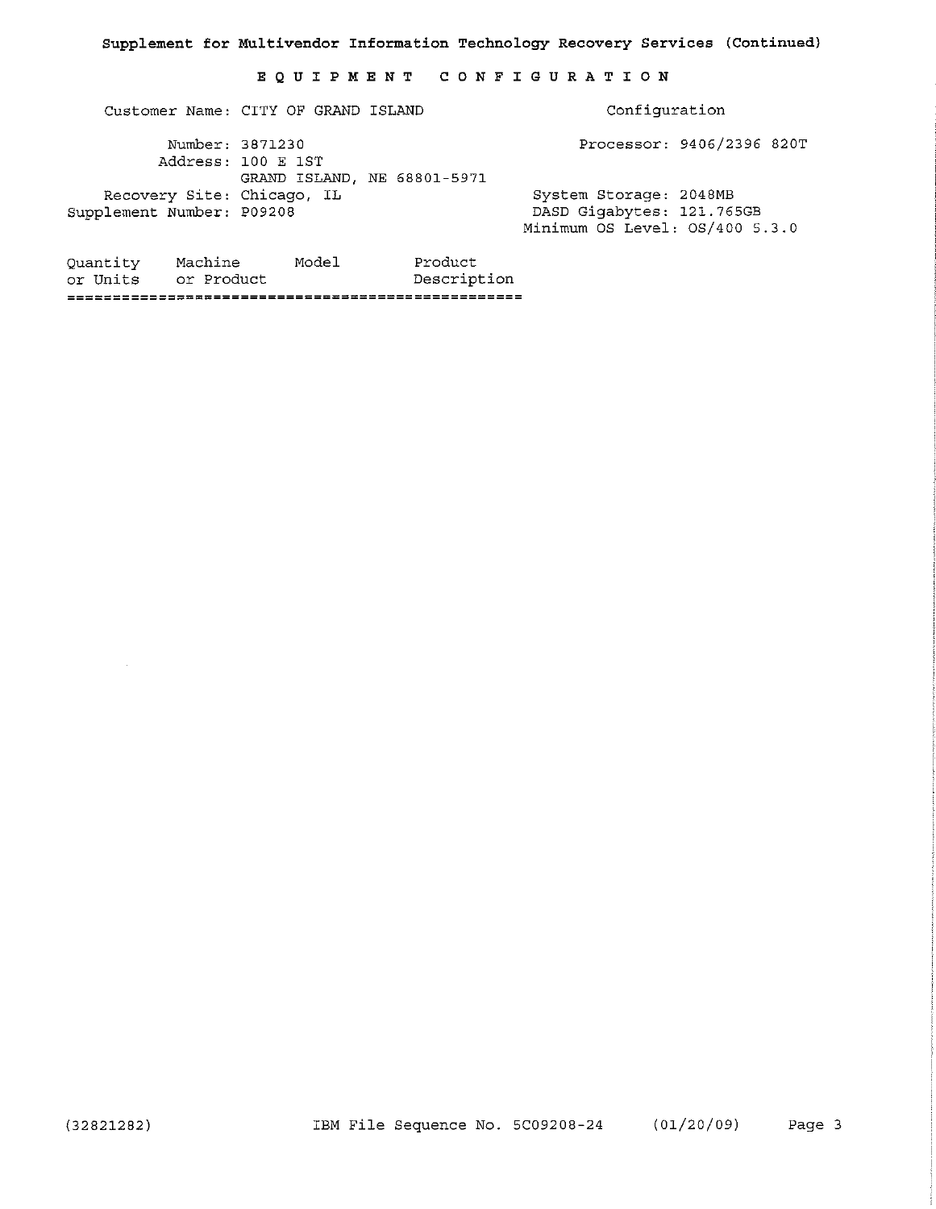**Supplement for Multivendor Information Technology Recovery Services (Continued)**

# E Q U I P M E N T   C O N F I G U R A T I O N

Customer Name: CITY OF GRAND ISLAND

Number: 3871230

Address: 100 E 1ST
GRAND ISLAND, NE 68801-5971

Recovery Site: Chicago, IL

Supplement Number: P09208

**Configuration**

Processor: 9406/2396 820T

System Storage: 2048MB

DASD Gigabytes: 121.765GB

Minimum OS Level: OS/400 5.3.0

| Quantity or Units | Machine or Product | Model | Product Description |
|---|---|---|---|

(32821282) IBM File Sequence No. 5C09208-24 (01/20/09)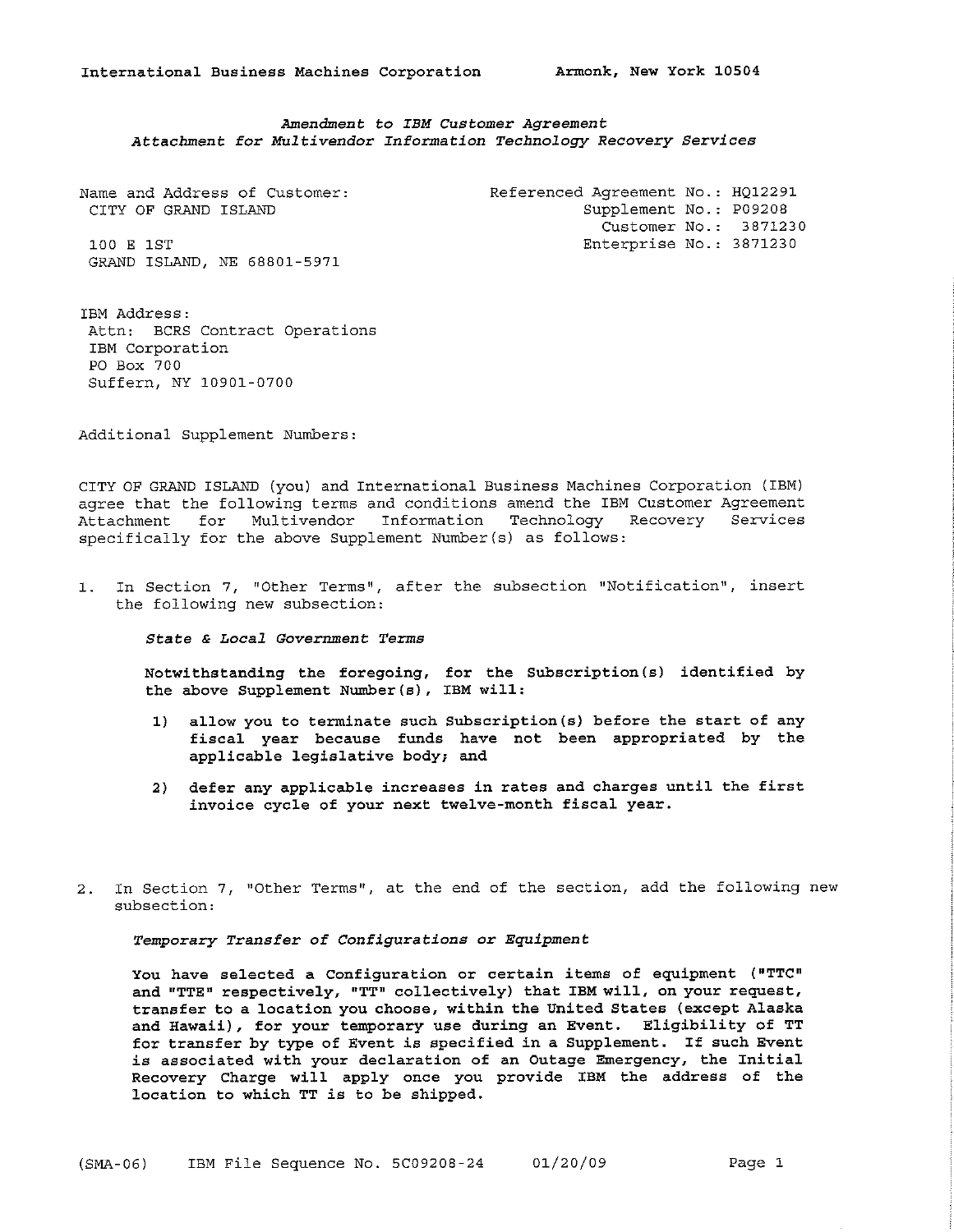International Business Machines Corporation        Armonk, New York 10504

*Amendment to IBM Customer Agreement*
*Attachment for Multivendor Information Technology Recovery Services*

Name and Address of Customer:
CITY OF GRAND ISLAND

100 E 1ST
GRAND ISLAND, NE 68801-5971

Referenced Agreement No.: HQ12291
Supplement No.: P09208
Customer No.: 3871230
Enterprise No.: 3871230

IBM Address:
Attn: BCRS Contract Operations
IBM Corporation
PO Box 700
Suffern, NY 10901-0700

Additional Supplement Numbers:

CITY OF GRAND ISLAND (you) and International Business Machines Corporation (IBM) agree that the following terms and conditions amend the IBM Customer Agreement Attachment for Multivendor Information Technology Recovery Services specifically for the above Supplement Number(s) as follows:

1. In Section 7, "Other Terms", after the subsection "Notification", insert the following new subsection:

   ***State & Local Government Terms***

   **Notwithstanding the foregoing, for the Subscription(s) identified by the above Supplement Number(s), IBM will:**

   **1) allow you to terminate such Subscription(s) before the start of any fiscal year because funds have not been appropriated by the applicable legislative body; and**

   **2) defer any applicable increases in rates and charges until the first invoice cycle of your next twelve-month fiscal year.**

2. In Section 7, "Other Terms", at the end of the section, add the following new subsection:

   ***Temporary Transfer of Configurations or Equipment***

   **You have selected a Configuration or certain items of equipment ("TTC" and "TTE" respectively, "TT" collectively) that IBM will, on your request, transfer to a location you choose, within the United States (except Alaska and Hawaii), for your temporary use during an Event. Eligibility of TT for transfer by type of Event is specified in a Supplement. If such Event is associated with your declaration of an Outage Emergency, the Initial Recovery Charge will apply once you provide IBM the address of the location to which TT is to be shipped.**

(SMA-06)    IBM File Sequence No. 5C09208-24    01/20/09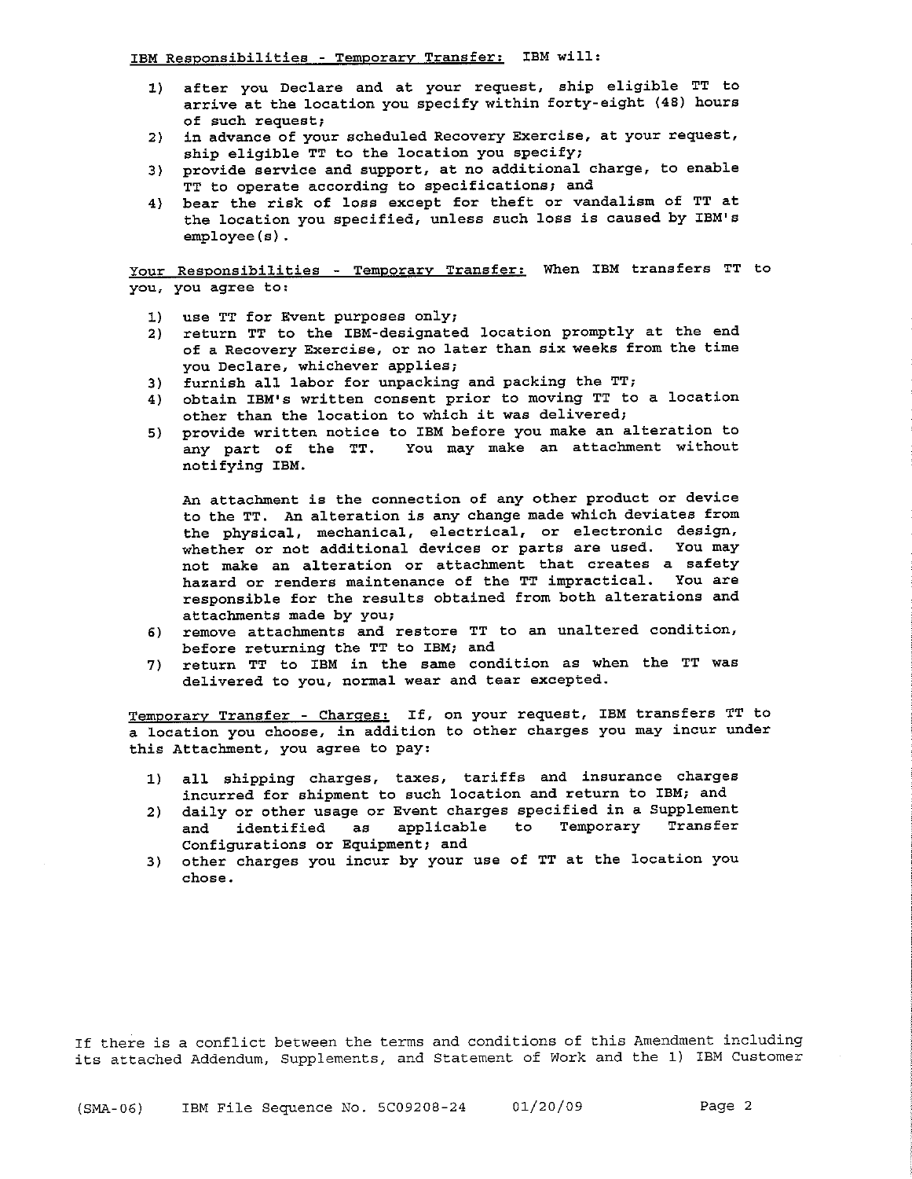<u>IBM Responsibilities - Temporary Transfer:</u> IBM will:

1) after you Declare and at your request, ship eligible TT to arrive at the location you specify within forty-eight (48) hours of such request;
2) in advance of your scheduled Recovery Exercise, at your request, ship eligible TT to the location you specify;
3) provide service and support, at no additional charge, to enable TT to operate according to specifications; and
4) bear the risk of loss except for theft or vandalism of TT at the location you specified, unless such loss is caused by IBM's employee(s).

<u>Your Responsibilities - Temporary Transfer:</u> When IBM transfers TT to you, you agree to:

1) use TT for Event purposes only;
2) return TT to the IBM-designated location promptly at the end of a Recovery Exercise, or no later than six weeks from the time you Declare, whichever applies;
3) furnish all labor for unpacking and packing the TT;
4) obtain IBM's written consent prior to moving TT to a location other than the location to which it was delivered;
5) provide written notice to IBM before you make an alteration to any part of the TT. You may make an attachment without notifying IBM.

   An attachment is the connection of any other product or device to the TT. An alteration is any change made which deviates from the physical, mechanical, electrical, or electronic design, whether or not additional devices or parts are used. You may not make an alteration or attachment that creates a safety hazard or renders maintenance of the TT impractical. You are responsible for the results obtained from both alterations and attachments made by you;
6) remove attachments and restore TT to an unaltered condition, before returning the TT to IBM; and
7) return TT to IBM in the same condition as when the TT was delivered to you, normal wear and tear excepted.

<u>Temporary Transfer - Charges:</u> If, on your request, IBM transfers TT to a location you choose, in addition to other charges you may incur under this Attachment, you agree to pay:

1) all shipping charges, taxes, tariffs and insurance charges incurred for shipment to such location and return to IBM; and
2) daily or other usage or Event charges specified in a Supplement and identified as applicable to Temporary Transfer Configurations or Equipment; and
3) other charges you incur by your use of TT at the location you chose.

If there is a conflict between the terms and conditions of this Amendment including its attached Addendum, Supplements, and Statement of Work and the 1) IBM Customer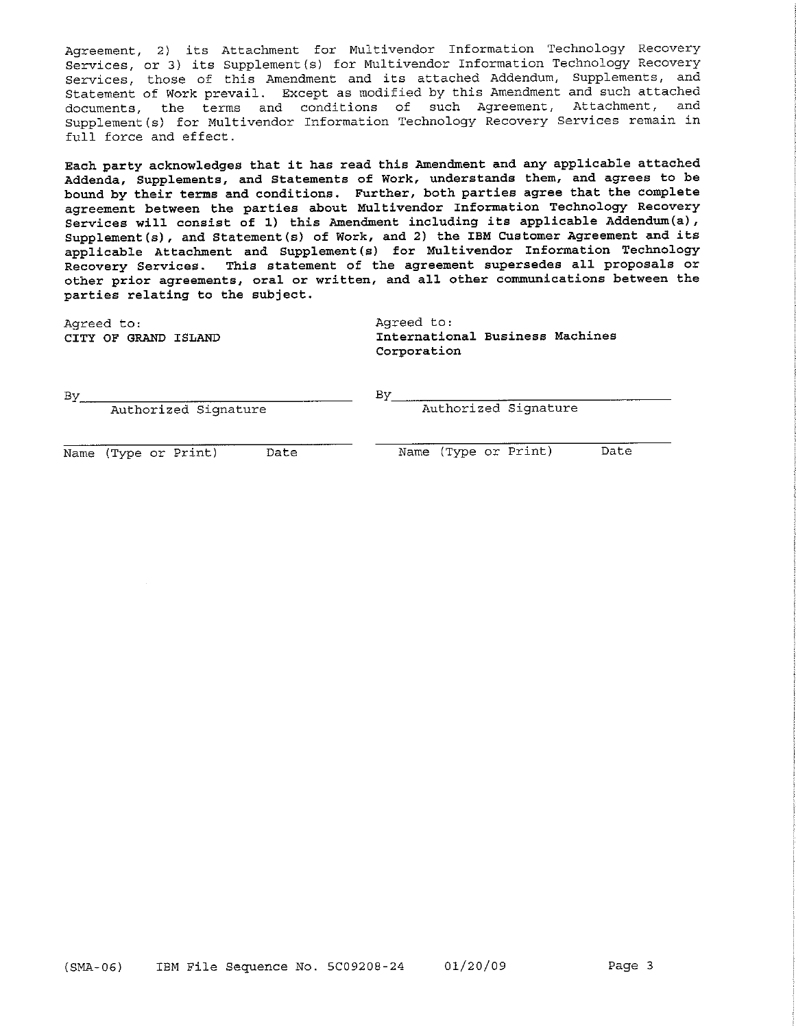Agreement, 2) its Attachment for Multivendor Information Technology Recovery Services, or 3) its Supplement(s) for Multivendor Information Technology Recovery Services, those of this Amendment and its attached Addendum, Supplements, and Statement of Work prevail. Except as modified by this Amendment and such attached documents, the terms and conditions of such Agreement, Attachment, and Supplement(s) for Multivendor Information Technology Recovery Services remain in full force and effect.

**Each party acknowledges that it has read this Amendment and any applicable attached Addenda, Supplements, and Statements of Work, understands them, and agrees to be bound by their terms and conditions. Further, both parties agree that the complete agreement between the parties about Multivendor Information Technology Recovery Services will consist of 1) this Amendment including its applicable Addendum(a), Supplement(s), and Statement(s) of Work, and 2) the IBM Customer Agreement and its applicable Attachment and Supplement(s) for Multivendor Information Technology Recovery Services. This statement of the agreement supersedes all proposals or other prior agreements, oral or written, and all other communications between the parties relating to the subject.**

| Agreed to: **CITY OF GRAND ISLAND** | Agreed to: **International Business Machines Corporation** |
|---|---|
| By\_\_\_\_\_\_\_\_\_\_\_\_\_\_\_\_\_\_\_\_\_\_\_\_\_\_\_\_ | By\_\_\_\_\_\_\_\_\_\_\_\_\_\_\_\_\_\_\_\_\_\_\_\_\_\_\_\_ |
| Authorized Signature | Authorized Signature |
| \_\_\_\_\_\_\_\_\_\_\_\_\_\_\_\_\_\_\_\_\_\_\_\_\_\_\_\_\_\_ | \_\_\_\_\_\_\_\_\_\_\_\_\_\_\_\_\_\_\_\_\_\_\_\_\_\_\_\_\_\_ |
| Name (Type or Print) Date | Name (Type or Print) Date |

(SMA-06) IBM File Sequence No. 5C09208-24 01/20/09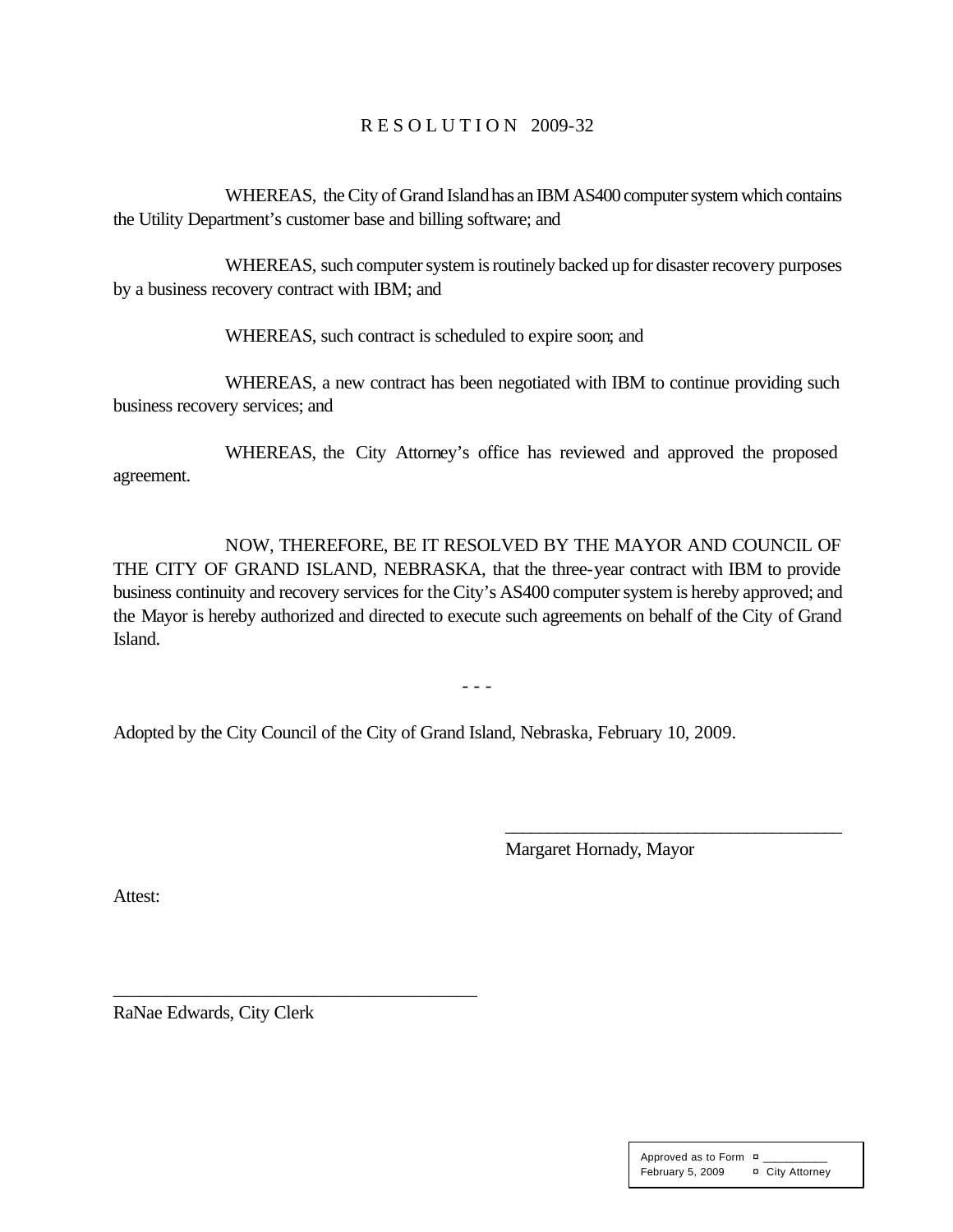# R E S O L U T I O N 2009-32

WHEREAS, the City of Grand Island has an IBM AS400 computer system which contains the Utility Department's customer base and billing software; and

WHEREAS, such computer system is routinely backed up for disaster recovery purposes by a business recovery contract with IBM; and

WHEREAS, such contract is scheduled to expire soon; and

WHEREAS, a new contract has been negotiated with IBM to continue providing such business recovery services; and

WHEREAS, the City Attorney's office has reviewed and approved the proposed agreement.

NOW, THEREFORE, BE IT RESOLVED BY THE MAYOR AND COUNCIL OF THE CITY OF GRAND ISLAND, NEBRASKA, that the three-year contract with IBM to provide business continuity and recovery services for the City's AS400 computer system is hereby approved; and the Mayor is hereby authorized and directed to execute such agreements on behalf of the City of Grand Island.

- - -

Adopted by the City Council of the City of Grand Island, Nebraska, February 10, 2009.

\_\_\_\_\_\_\_\_\_\_\_\_\_\_\_\_\_\_\_\_\_\_\_\_\_\_\_\_\_\_\_\_\_\_\_\_\_\_
Margaret Hornady, Mayor

Attest:

\_\_\_\_\_\_\_\_\_\_\_\_\_\_\_\_\_\_\_\_\_\_\_\_\_\_\_\_\_\_\_\_\_\_\_\_\_\_
RaNae Edwards, City Clerk

Approved as to Form ¤ \_\_\_\_\_\_\_\_\_\_
February 5, 2009 ¤ City Attorney